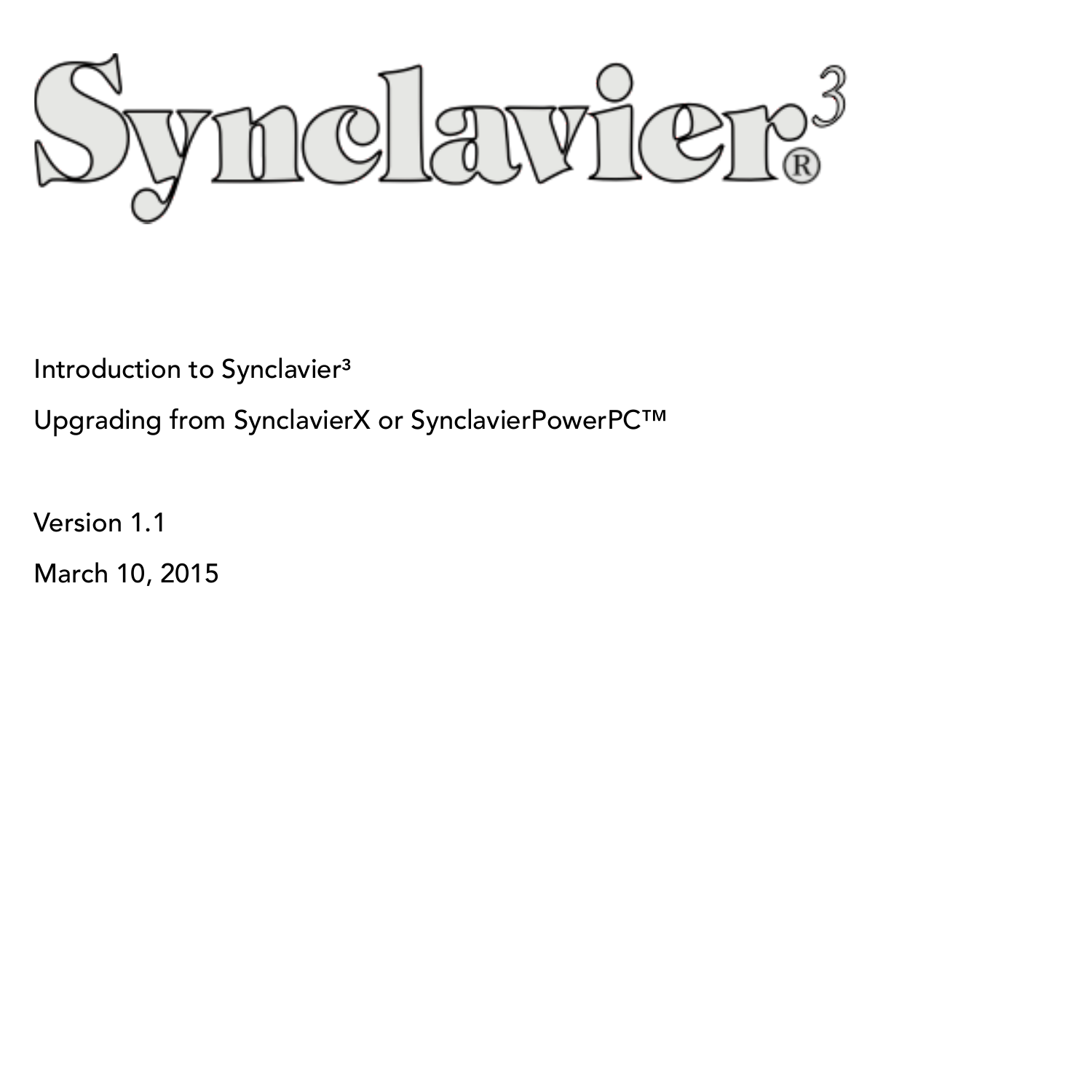# Synclavier®[3]

Introduction to Synclavier³

Upgrading from SynclavierX or SynclavierPowerPC™

Version 1.1

March 10, 2015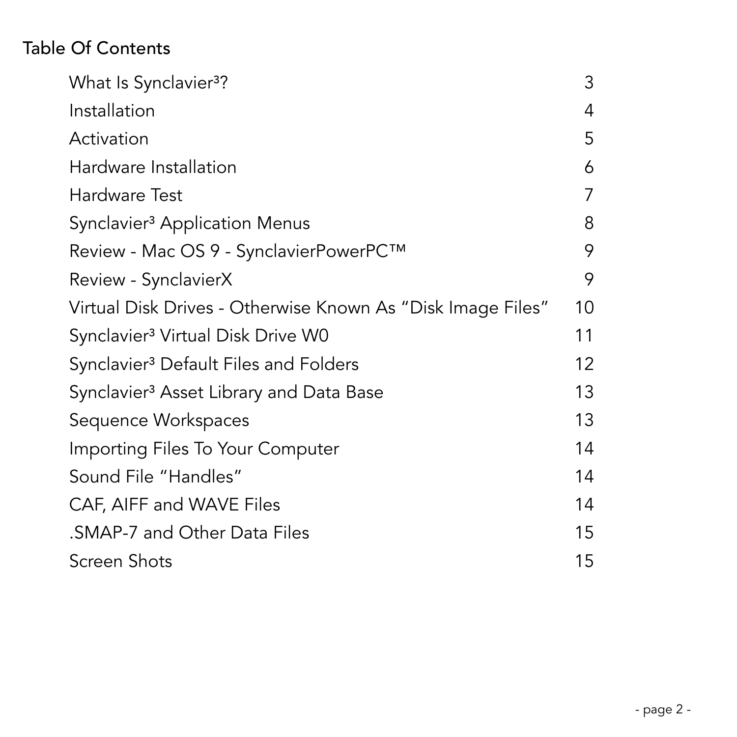# Table Of Contents

| | |
|---|---|
| What Is Synclavier³? | 3 |
| Installation | 4 |
| Activation | 5 |
| Hardware Installation | 6 |
| Hardware Test | 7 |
| Synclavier³ Application Menus | 8 |
| Review - Mac OS 9 - SynclavierPowerPC™ | 9 |
| Review - SynclavierX | 9 |
| Virtual Disk Drives - Otherwise Known As "Disk Image Files" | 10 |
| Synclavier³ Virtual Disk Drive W0 | 11 |
| Synclavier³ Default Files and Folders | 12 |
| Synclavier³ Asset Library and Data Base | 13 |
| Sequence Workspaces | 13 |
| Importing Files To Your Computer | 14 |
| Sound File "Handles" | 14 |
| CAF, AIFF and WAVE Files | 14 |
| .SMAP-7 and Other Data Files | 15 |
| Screen Shots | 15 |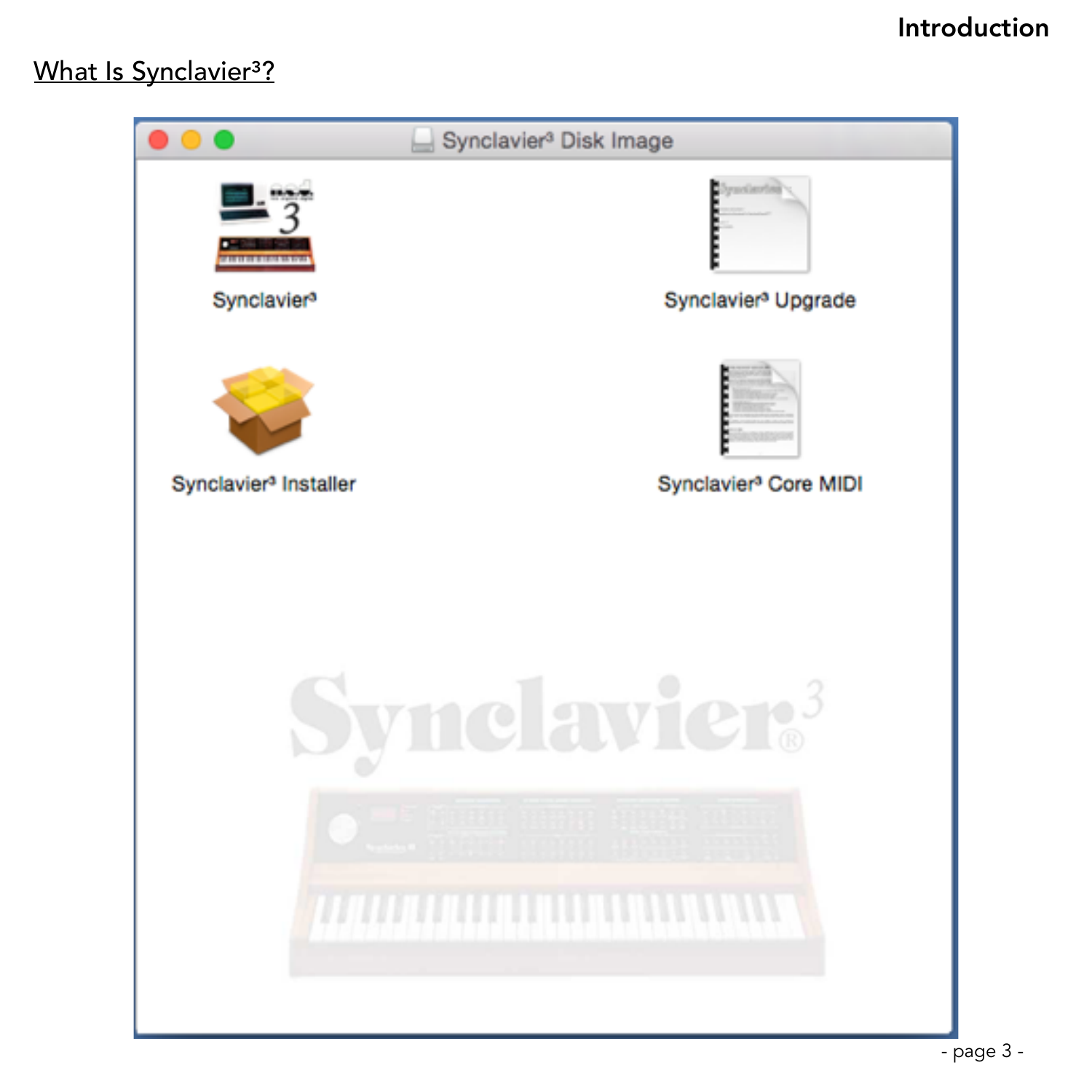## What Is Synclavier³?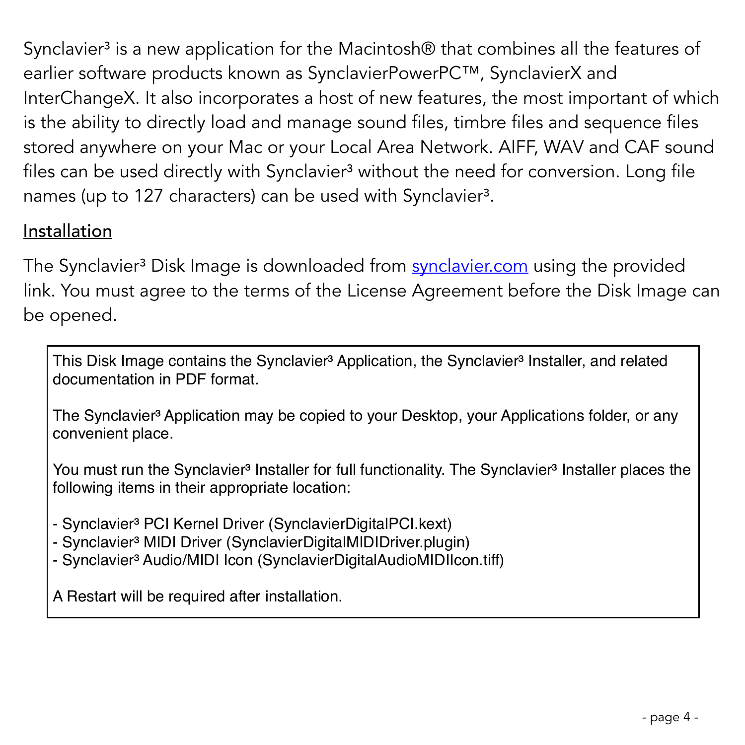Synclavier³ is a new application for the Macintosh® that combines all the features of earlier software products known as SynclavierPowerPC™, SynclavierX and InterChangeX. It also incorporates a host of new features, the most important of which is the ability to directly load and manage sound files, timbre files and sequence files stored anywhere on your Mac or your Local Area Network. AIFF, WAV and CAF sound files can be used directly with Synclavier³ without the need for conversion. Long file names (up to 127 characters) can be used with Synclavier³.

## Installation

The Synclavier³ Disk Image is downloaded from [synclavier.com](synclavier.com) using the provided link. You must agree to the terms of the License Agreement before the Disk Image can be opened.

> This Disk Image contains the Synclavier³ Application, the Synclavier³ Installer, and related documentation in PDF format.
>
> The Synclavier³ Application may be copied to your Desktop, your Applications folder, or any convenient place.
>
> You must run the Synclavier³ Installer for full functionality. The Synclavier³ Installer places the following items in their appropriate location:
>
> - Synclavier³ PCI Kernel Driver (SynclavierDigitalPCI.kext)
> - Synclavier³ MIDI Driver (SynclavierDigitalMIDIDriver.plugin)
> - Synclavier³ Audio/MIDI Icon (SynclavierDigitalAudioMIDIIcon.tiff)
>
> A Restart will be required after installation.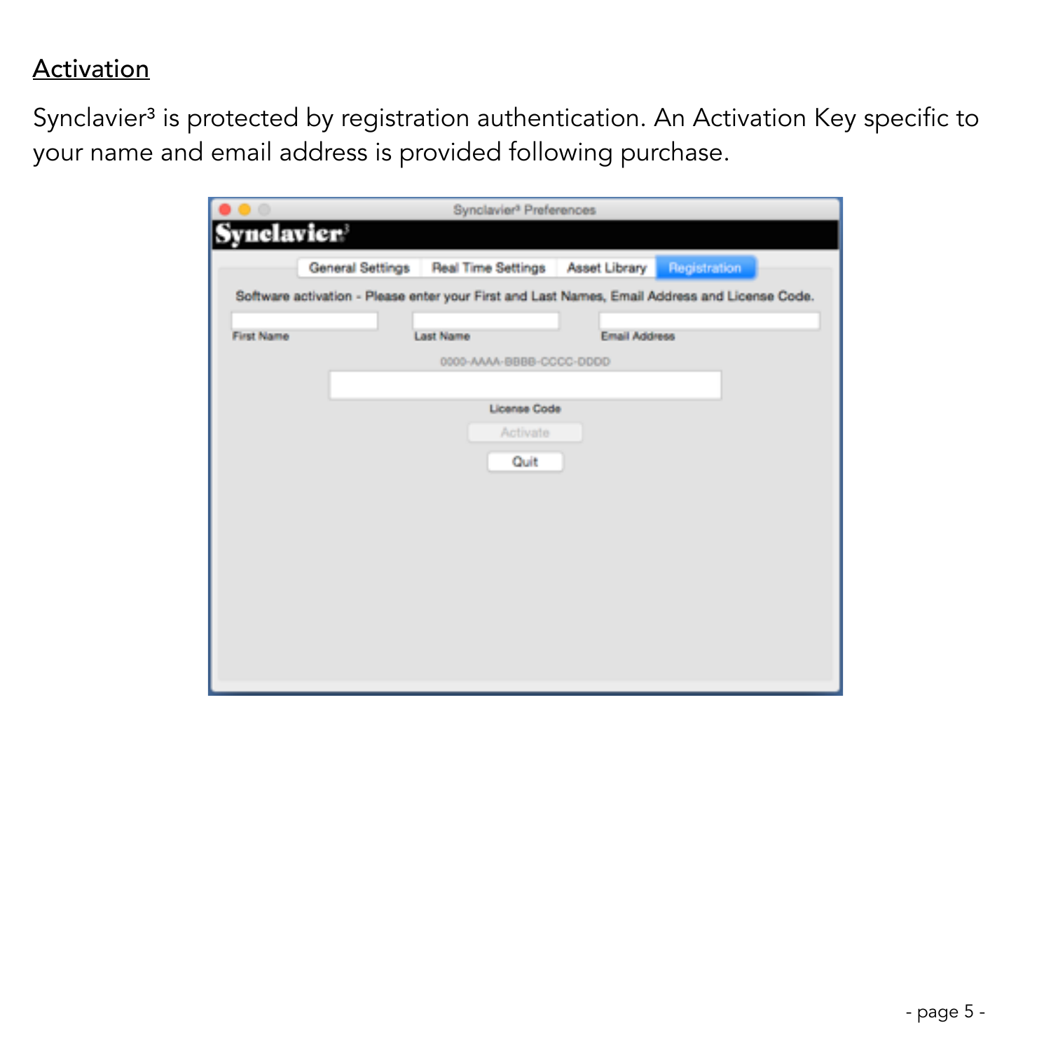## Activation

Synclavier$^3$ is protected by registration authentication. An Activation Key specific to your name and email address is provided following purchase.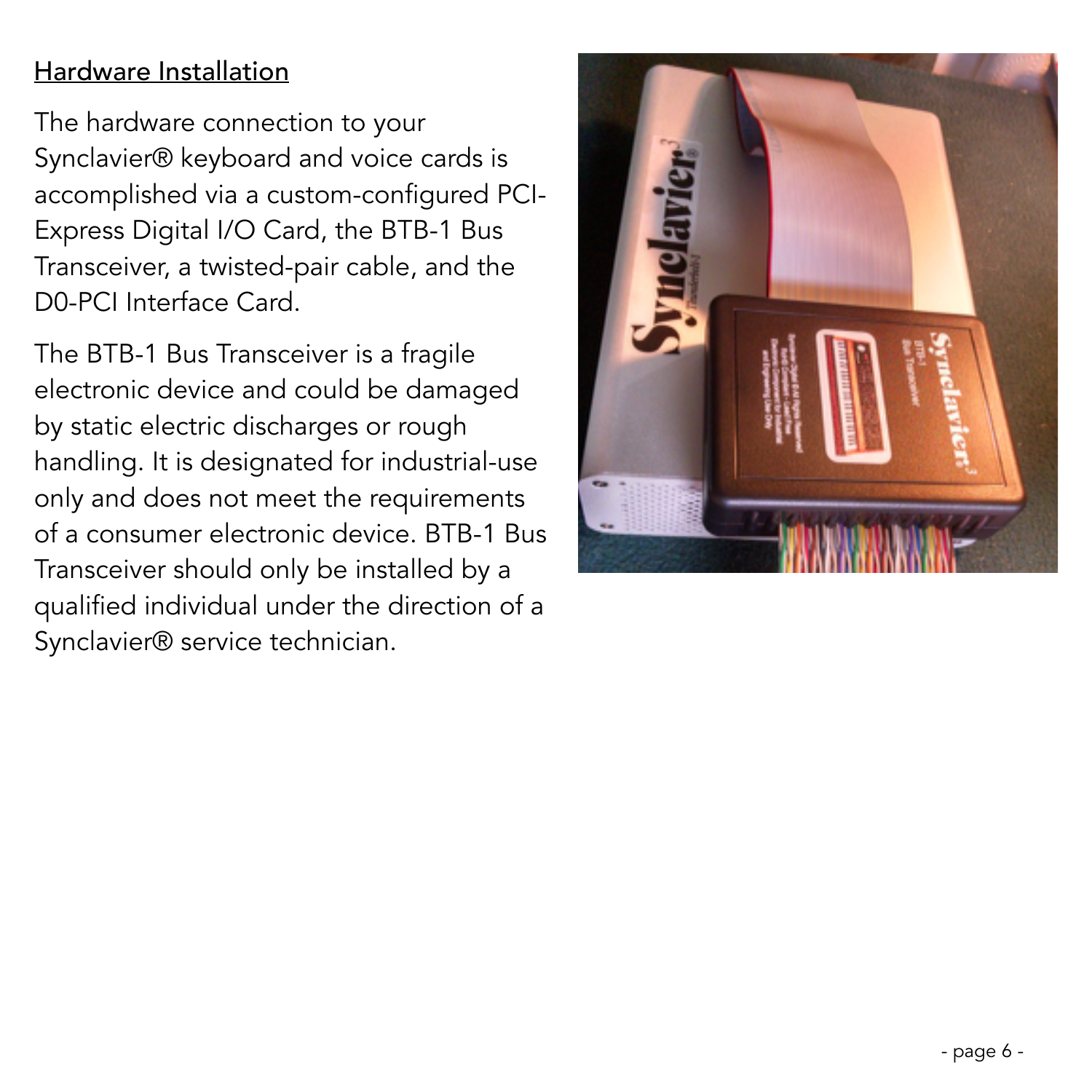## Hardware Installation

The hardware connection to your Synclavier® keyboard and voice cards is accomplished via a custom-configured PCI-Express Digital I/O Card, the BTB-1 Bus Transceiver, a twisted-pair cable, and the D0-PCI Interface Card.

The BTB-1 Bus Transceiver is a fragile electronic device and could be damaged by static electric discharges or rough handling. It is designated for industrial-use only and does not meet the requirements of a consumer electronic device. BTB-1 Bus Transceiver should only be installed by a qualified individual under the direction of a Synclavier® service technician.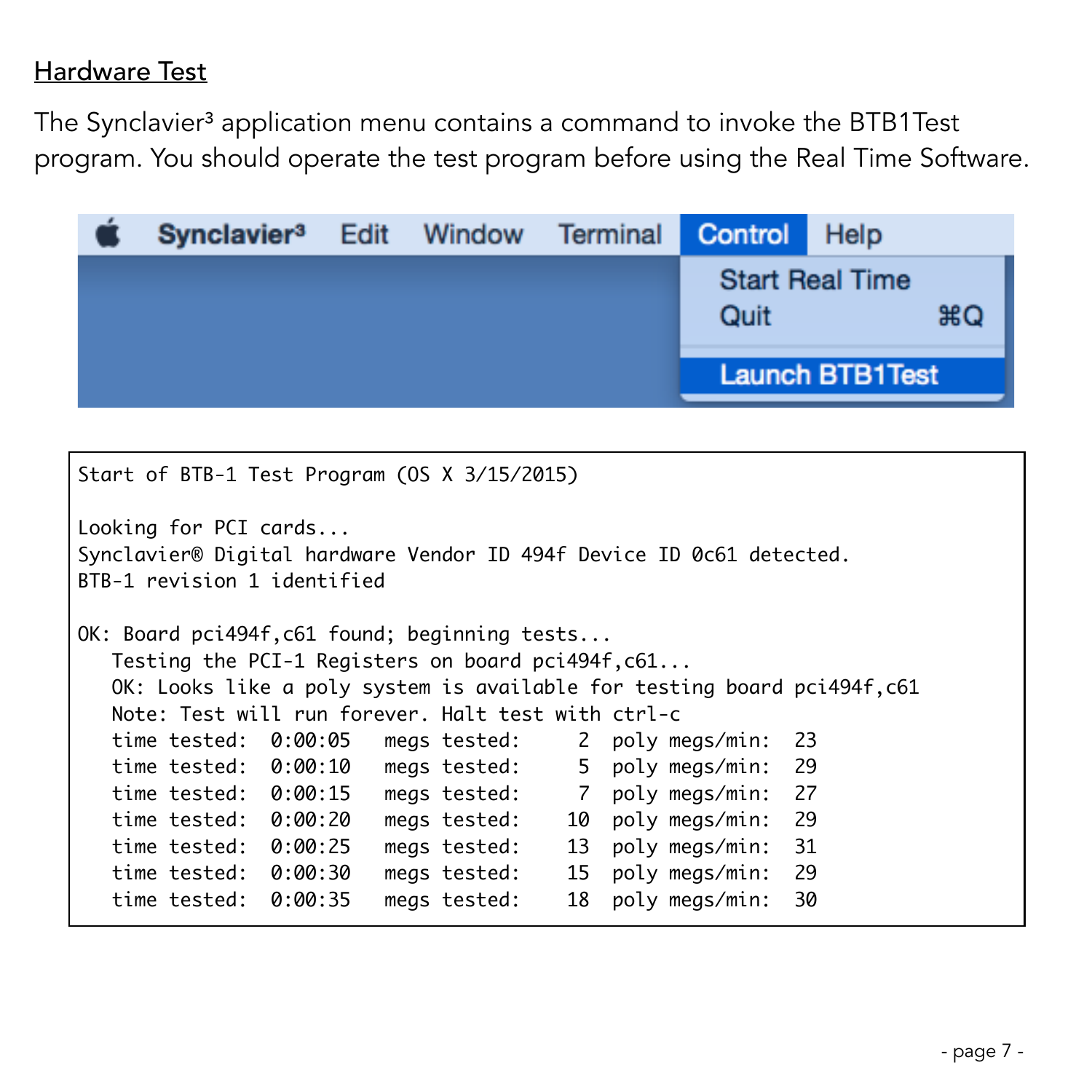## Hardware Test

The Synclavier³ application menu contains a command to invoke the BTB1Test program. You should operate the test program before using the Real Time Software.

Synclavier³ Edit Window Terminal **Control** Help

- Start Real Time
- Quit ⌘Q
- **Launch BTB1Test**

```
Start of BTB-1 Test Program (OS X 3/15/2015)

Looking for PCI cards...
Synclavier® Digital hardware Vendor ID 494f Device ID 0c61 detected.
BTB-1 revision 1 identified

OK: Board pci494f,c61 found; beginning tests...
   Testing the PCI-1 Registers on board pci494f,c61...
   OK: Looks like a poly system is available for testing board pci494f,c61
   Note: Test will run forever. Halt test with ctrl-c
   time tested:  0:00:05   megs tested:     2  poly megs/min:  23
   time tested:  0:00:10   megs tested:     5  poly megs/min:  29
   time tested:  0:00:15   megs tested:     7  poly megs/min:  27
   time tested:  0:00:20   megs tested:    10  poly megs/min:  29
   time tested:  0:00:25   megs tested:    13  poly megs/min:  31
   time tested:  0:00:30   megs tested:    15  poly megs/min:  29
   time tested:  0:00:35   megs tested:    18  poly megs/min:  30
```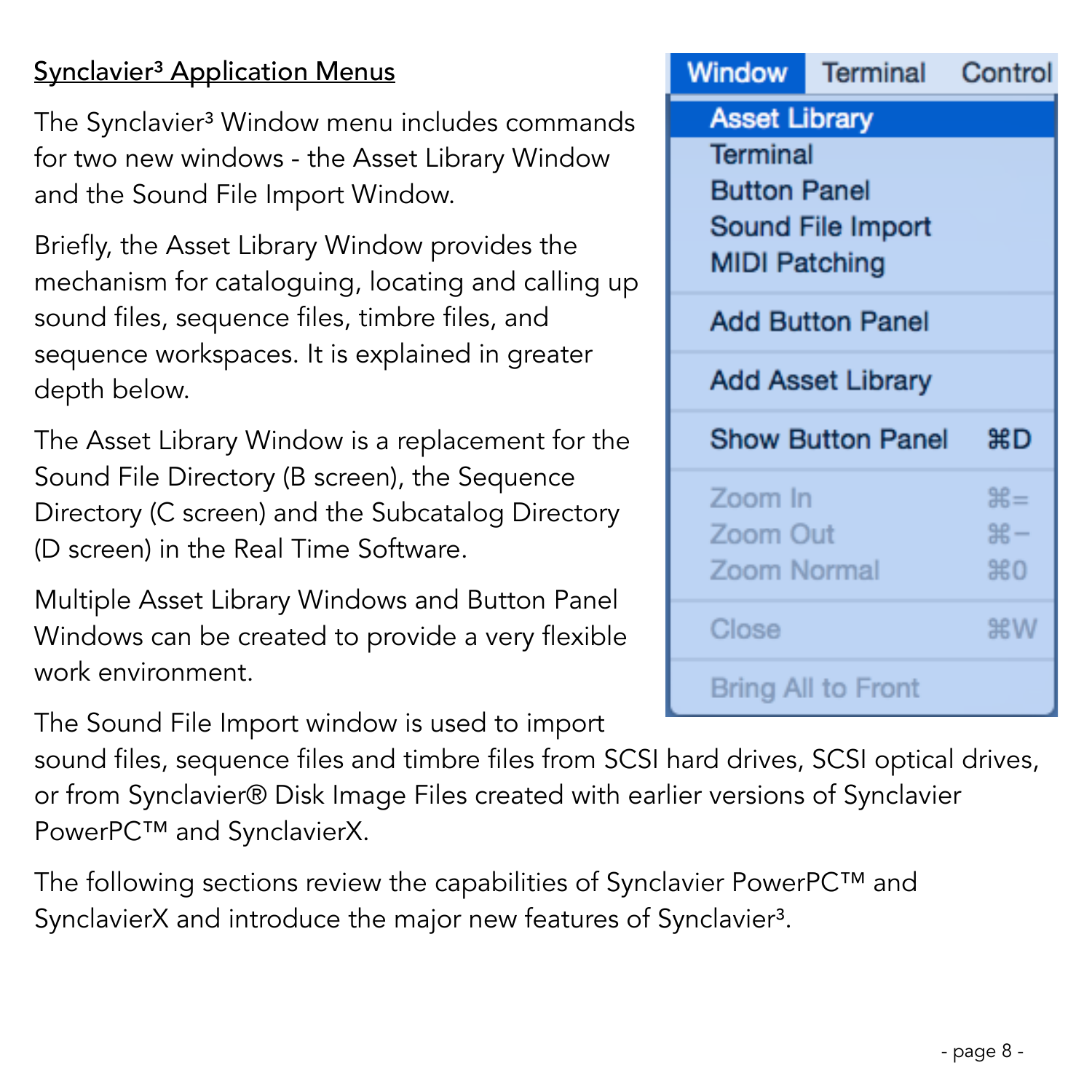## Synclavier³ Application Menus

The Synclavier³ Window menu includes commands for two new windows - the Asset Library Window and the Sound File Import Window.

Briefly, the Asset Library Window provides the mechanism for cataloguing, locating and calling up sound files, sequence files, timbre files, and sequence workspaces. It is explained in greater depth below.

The Asset Library Window is a replacement for the Sound File Directory (B screen), the Sequence Directory (C screen) and the Subcatalog Directory (D screen) in the Real Time Software.

Multiple Asset Library Windows and Button Panel Windows can be created to provide a very flexible work environment.

The Sound File Import window is used to import sound files, sequence files and timbre files from SCSI hard drives, SCSI optical drives, or from Synclavier® Disk Image Files created with earlier versions of Synclavier PowerPC™ and SynclavierX.

The following sections review the capabilities of Synclavier PowerPC™ and SynclavierX and introduce the major new features of Synclavier³.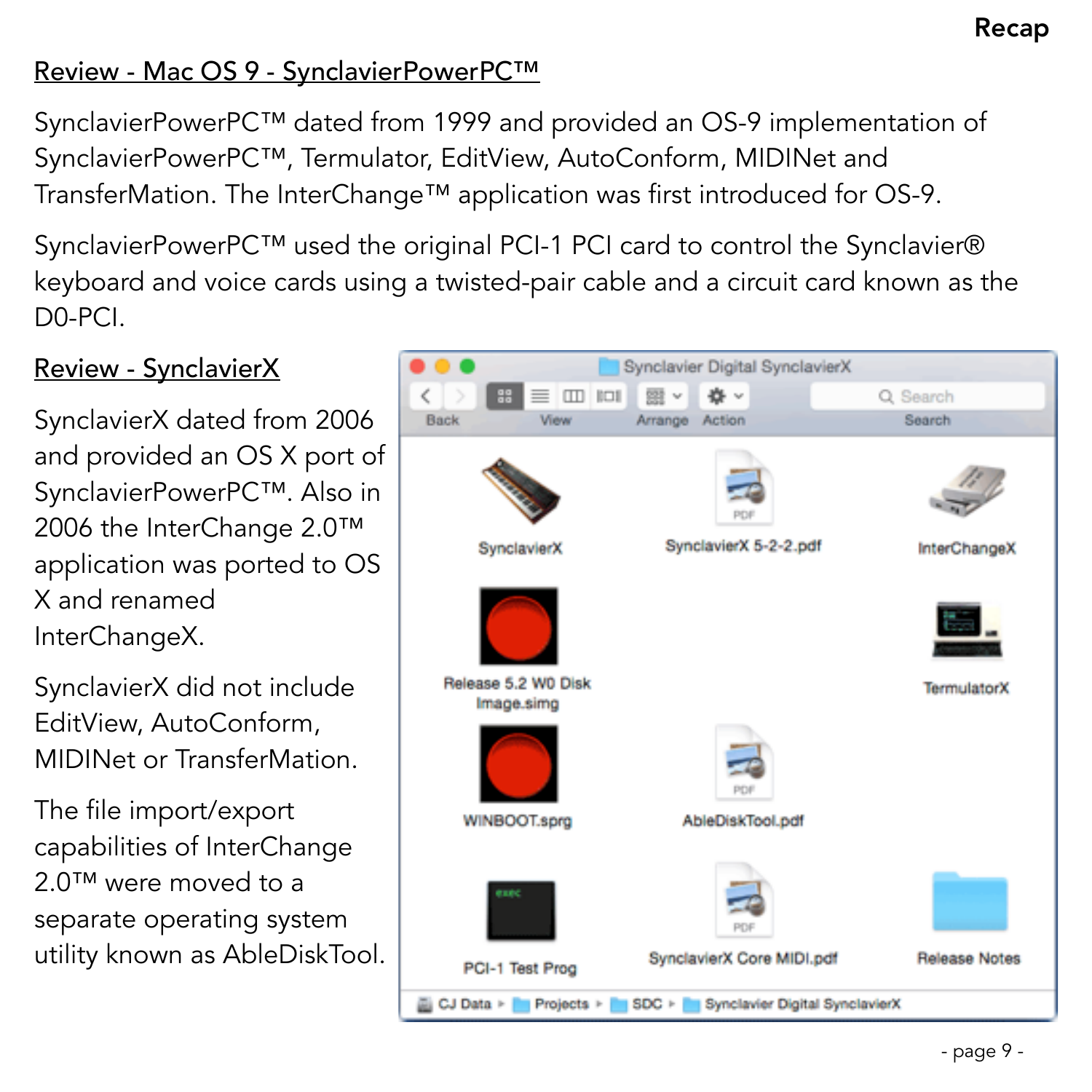## Review - Mac OS 9 - SynclavierPowerPC™

SynclavierPowerPC™ dated from 1999 and provided an OS-9 implementation of SynclavierPowerPC™, Termulator, EditView, AutoConform, MIDINet and TransferMation. The InterChange™ application was first introduced for OS-9.

SynclavierPowerPC™ used the original PCI-1 PCI card to control the Synclavier® keyboard and voice cards using a twisted-pair cable and a circuit card known as the D0-PCI.

## Review - SynclavierX

SynclavierX dated from 2006 and provided an OS X port of SynclavierPowerPC™. Also in 2006 the InterChange 2.0™ application was ported to OS X and renamed InterChangeX.

SynclavierX did not include EditView, AutoConform, MIDINet or TransferMation.

The file import/export capabilities of InterChange 2.0™ were moved to a separate operating system utility known as AbleDiskTool.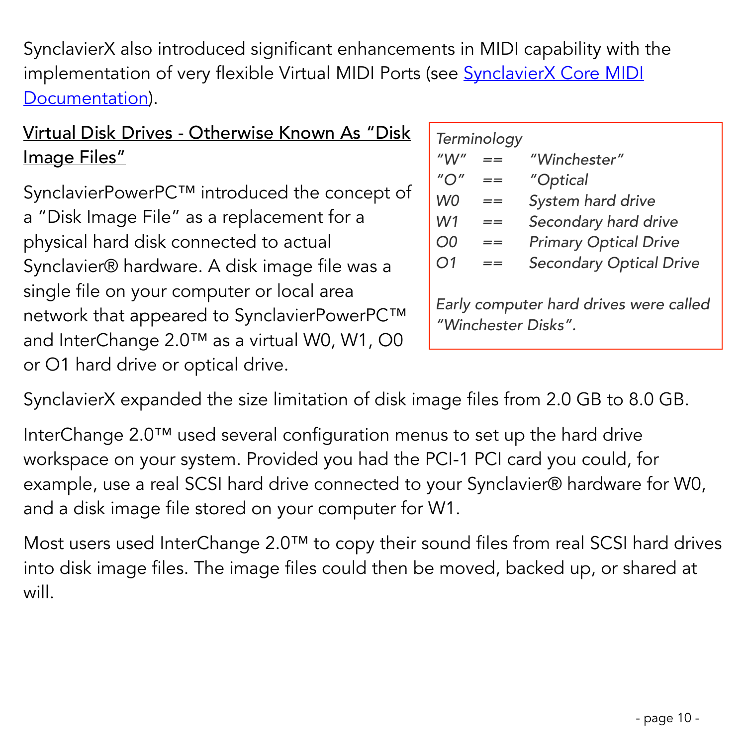SynclavierX also introduced significant enhancements in MIDI capability with the implementation of very flexible Virtual MIDI Ports (see [SynclavierX Core MIDI Documentation](#)).

## Virtual Disk Drives - Otherwise Known As "Disk Image Files"

SynclavierPowerPC™ introduced the concept of a "Disk Image File" as a replacement for a physical hard disk connected to actual Synclavier® hardware. A disk image file was a single file on your computer or local area network that appeared to SynclavierPowerPC™ and InterChange 2.0™ as a virtual W0, W1, O0 or O1 hard drive or optical drive.

*Terminology*

| | | |
|---|---|---|
| *"W"* | *==* | *"Winchester"* |
| *"O"* | *==* | *"Optical* |
| *W0* | *==* | *System hard drive* |
| *W1* | *==* | *Secondary hard drive* |
| *O0* | *==* | *Primary Optical Drive* |
| *O1* | *==* | *Secondary Optical Drive* |

*Early computer hard drives were called "Winchester Disks".*

SynclavierX expanded the size limitation of disk image files from 2.0 GB to 8.0 GB.

InterChange 2.0™ used several configuration menus to set up the hard drive workspace on your system. Provided you had the PCI-1 PCI card you could, for example, use a real SCSI hard drive connected to your Synclavier® hardware for W0, and a disk image file stored on your computer for W1.

Most users used InterChange 2.0™ to copy their sound files from real SCSI hard drives into disk image files. The image files could then be moved, backed up, or shared at will.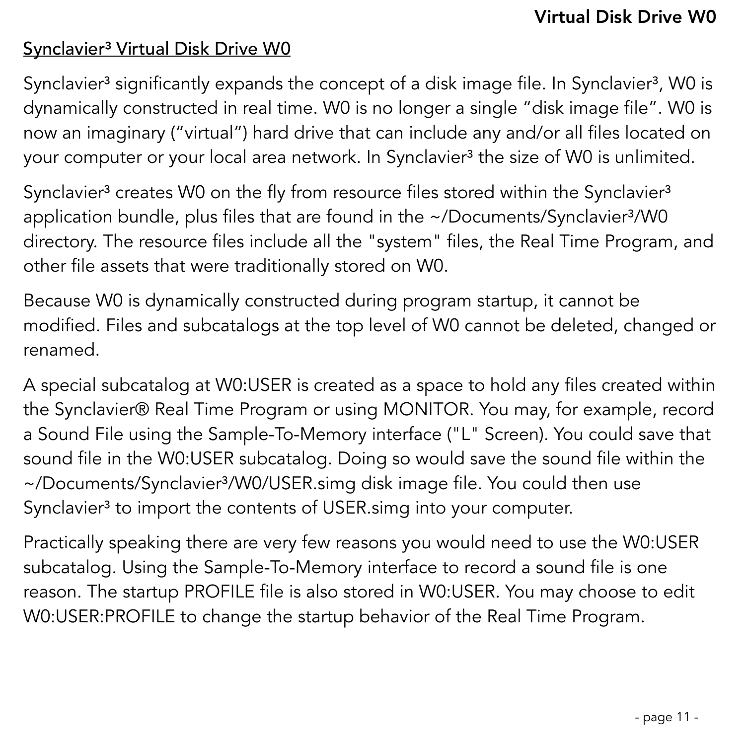## Synclavier³ Virtual Disk Drive W0

Synclavier³ significantly expands the concept of a disk image file. In Synclavier³, W0 is dynamically constructed in real time. W0 is no longer a single "disk image file". W0 is now an imaginary ("virtual") hard drive that can include any and/or all files located on your computer or your local area network. In Synclavier³ the size of W0 is unlimited.

Synclavier³ creates W0 on the fly from resource files stored within the Synclavier³ application bundle, plus files that are found in the ~/Documents/Synclavier³/W0 directory. The resource files include all the "system" files, the Real Time Program, and other file assets that were traditionally stored on W0.

Because W0 is dynamically constructed during program startup, it cannot be modified. Files and subcatalogs at the top level of W0 cannot be deleted, changed or renamed.

A special subcatalog at W0:USER is created as a space to hold any files created within the Synclavier® Real Time Program or using MONITOR. You may, for example, record a Sound File using the Sample-To-Memory interface ("L" Screen). You could save that sound file in the W0:USER subcatalog. Doing so would save the sound file within the ~/Documents/Synclavier³/W0/USER.simg disk image file. You could then use Synclavier³ to import the contents of USER.simg into your computer.

Practically speaking there are very few reasons you would need to use the W0:USER subcatalog. Using the Sample-To-Memory interface to record a sound file is one reason. The startup PROFILE file is also stored in W0:USER. You may choose to edit W0:USER:PROFILE to change the startup behavior of the Real Time Program.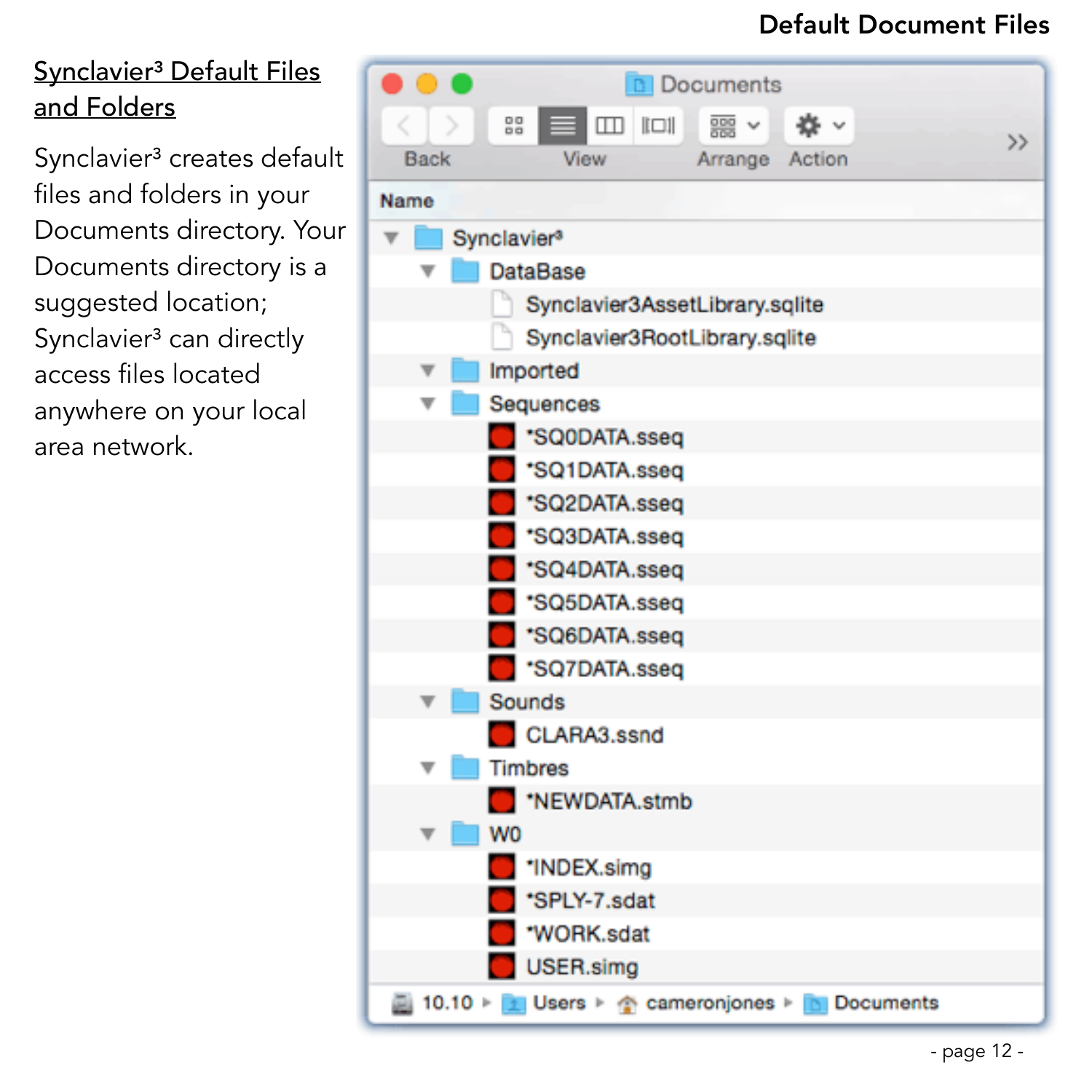## Synclavier³ Default Files and Folders

Synclavier³ creates default files and folders in your Documents directory. Your Documents directory is a suggested location; Synclavier³ can directly access files located anywhere on your local area network.

Documents

Back | View | Arrange | Action

Name

- Synclavier³
  - DataBase
    - Synclavier3AssetLibrary.sqlite
    - Synclavier3RootLibrary.sqlite
  - Imported
  - Sequences
    - *SQ0DATA.sseq
    - *SQ1DATA.sseq
    - *SQ2DATA.sseq
    - *SQ3DATA.sseq
    - *SQ4DATA.sseq
    - *SQ5DATA.sseq
    - *SQ6DATA.sseq
    - *SQ7DATA.sseq
  - Sounds
    - CLARA3.ssnd
  - Timbres
    - *NEWDATA.stmb
  - W0
    - *INDEX.simg
    - *SPLY-7.sdat
    - *WORK.sdat
    - USER.simg

10.10 ▸ Users ▸ cameronjones ▸ Documents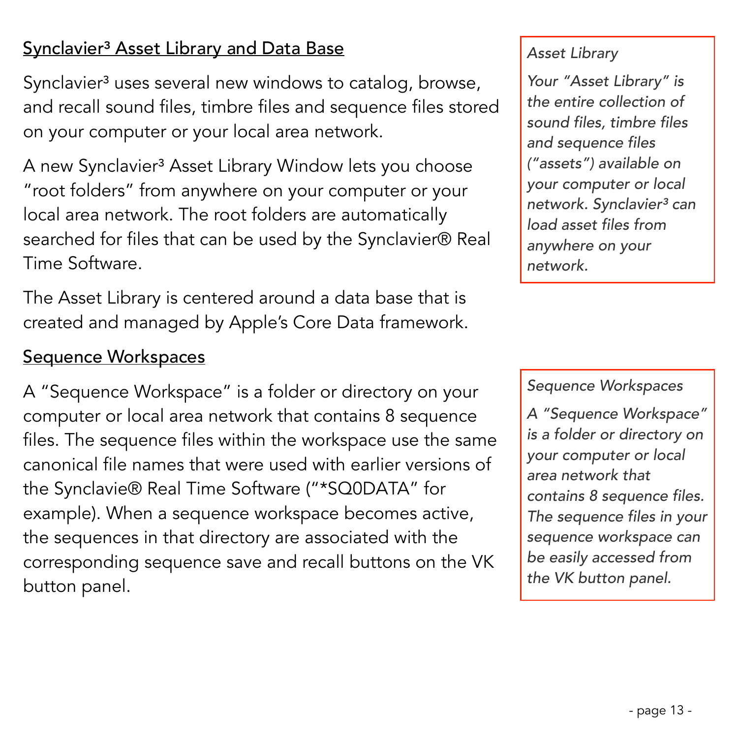## Synclavier³ Asset Library and Data Base

Synclavier³ uses several new windows to catalog, browse, and recall sound files, timbre files and sequence files stored on your computer or your local area network.

A new Synclavier³ Asset Library Window lets you choose "root folders" from anywhere on your computer or your local area network. The root folders are automatically searched for files that can be used by the Synclavier® Real Time Software.

The Asset Library is centered around a data base that is created and managed by Apple's Core Data framework.

> *Asset Library*
>
> *Your "Asset Library" is the entire collection of sound files, timbre files and sequence files ("assets") available on your computer or local network. Synclavier³ can load asset files from anywhere on your network.*

## Sequence Workspaces

A "Sequence Workspace" is a folder or directory on your computer or local area network that contains 8 sequence files. The sequence files within the workspace use the same canonical file names that were used with earlier versions of the Synclavie® Real Time Software ("*SQ0DATA" for example). When a sequence workspace becomes active, the sequences in that directory are associated with the corresponding sequence save and recall buttons on the VK button panel.

> *Sequence Workspaces*
>
> *A "Sequence Workspace" is a folder or directory on your computer or local area network that contains 8 sequence files. The sequence files in your sequence workspace can be easily accessed from the VK button panel.*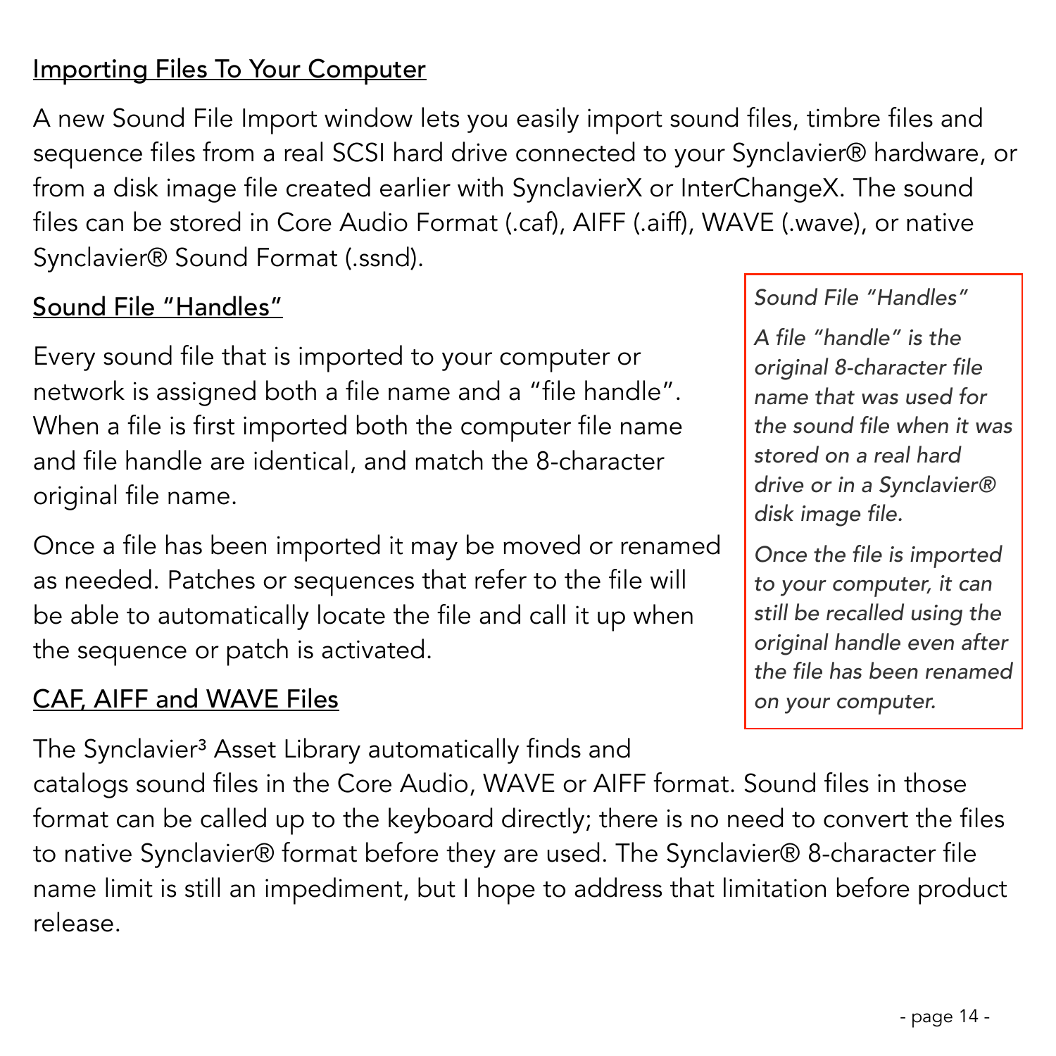## Importing Files To Your Computer

A new Sound File Import window lets you easily import sound files, timbre files and sequence files from a real SCSI hard drive connected to your Synclavier® hardware, or from a disk image file created earlier with SynclavierX or InterChangeX. The sound files can be stored in Core Audio Format (.caf), AIFF (.aiff), WAVE (.wave), or native Synclavier® Sound Format (.ssnd).

## Sound File "Handles"

Every sound file that is imported to your computer or network is assigned both a file name and a "file handle". When a file is first imported both the computer file name and file handle are identical, and match the 8-character original file name.

Once a file has been imported it may be moved or renamed as needed. Patches or sequences that refer to the file will be able to automatically locate the file and call it up when the sequence or patch is activated.

> *Sound File "Handles"*
>
> *A file "handle" is the original 8-character file name that was used for the sound file when it was stored on a real hard drive or in a Synclavier® disk image file.*
>
> *Once the file is imported to your computer, it can still be recalled using the original handle even after the file has been renamed on your computer.*

## CAF, AIFF and WAVE Files

The Synclavier³ Asset Library automatically finds and catalogs sound files in the Core Audio, WAVE or AIFF format. Sound files in those format can be called up to the keyboard directly; there is no need to convert the files to native Synclavier® format before they are used. The Synclavier® 8-character file name limit is still an impediment, but I hope to address that limitation before product release.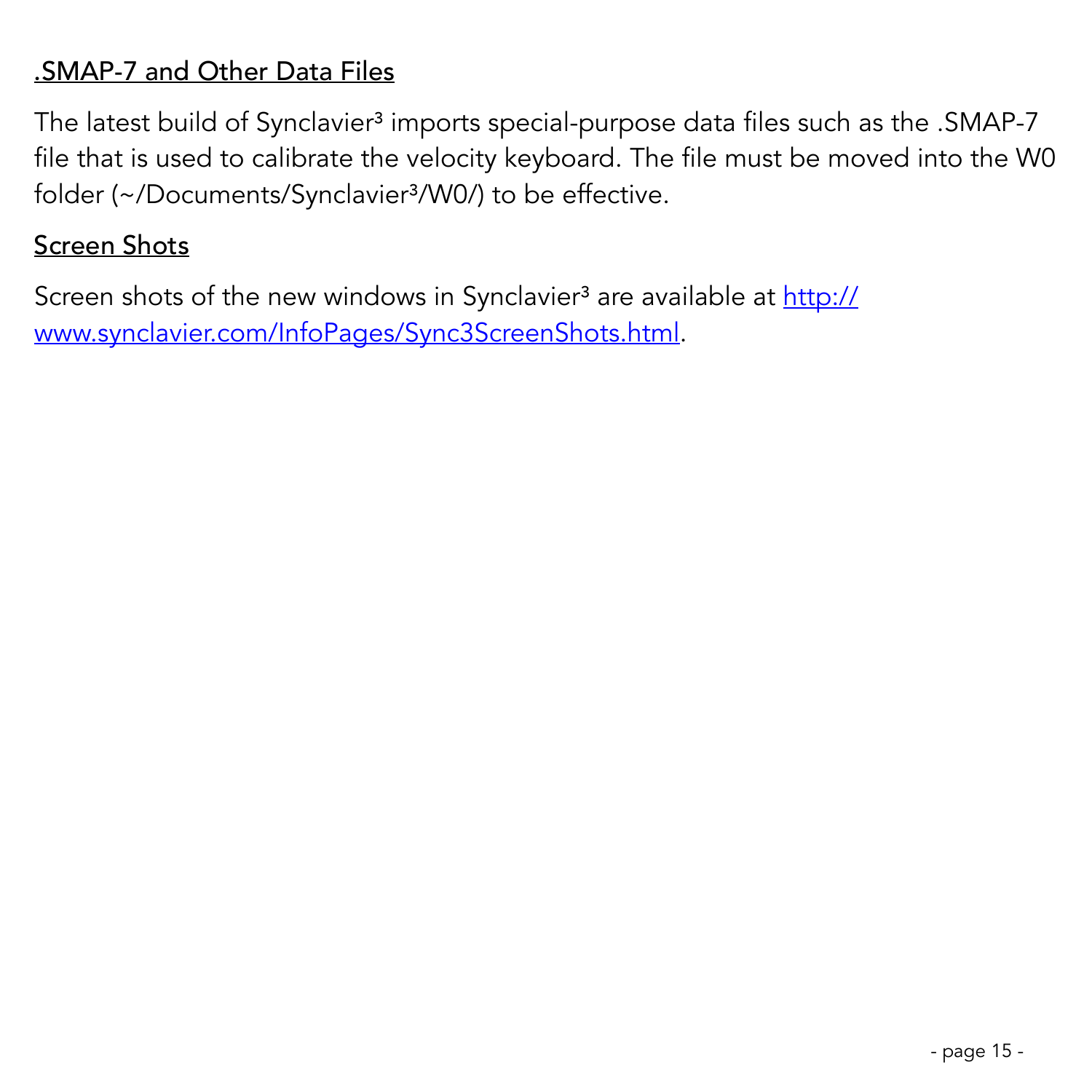## .SMAP-7 and Other Data Files

The latest build of Synclavier³ imports special-purpose data files such as the .SMAP-7 file that is used to calibrate the velocity keyboard. The file must be moved into the W0 folder (~/Documents/Synclavier³/W0/) to be effective.

## Screen Shots

Screen shots of the new windows in Synclavier³ are available at http://www.synclavier.com/InfoPages/Sync3ScreenShots.html.